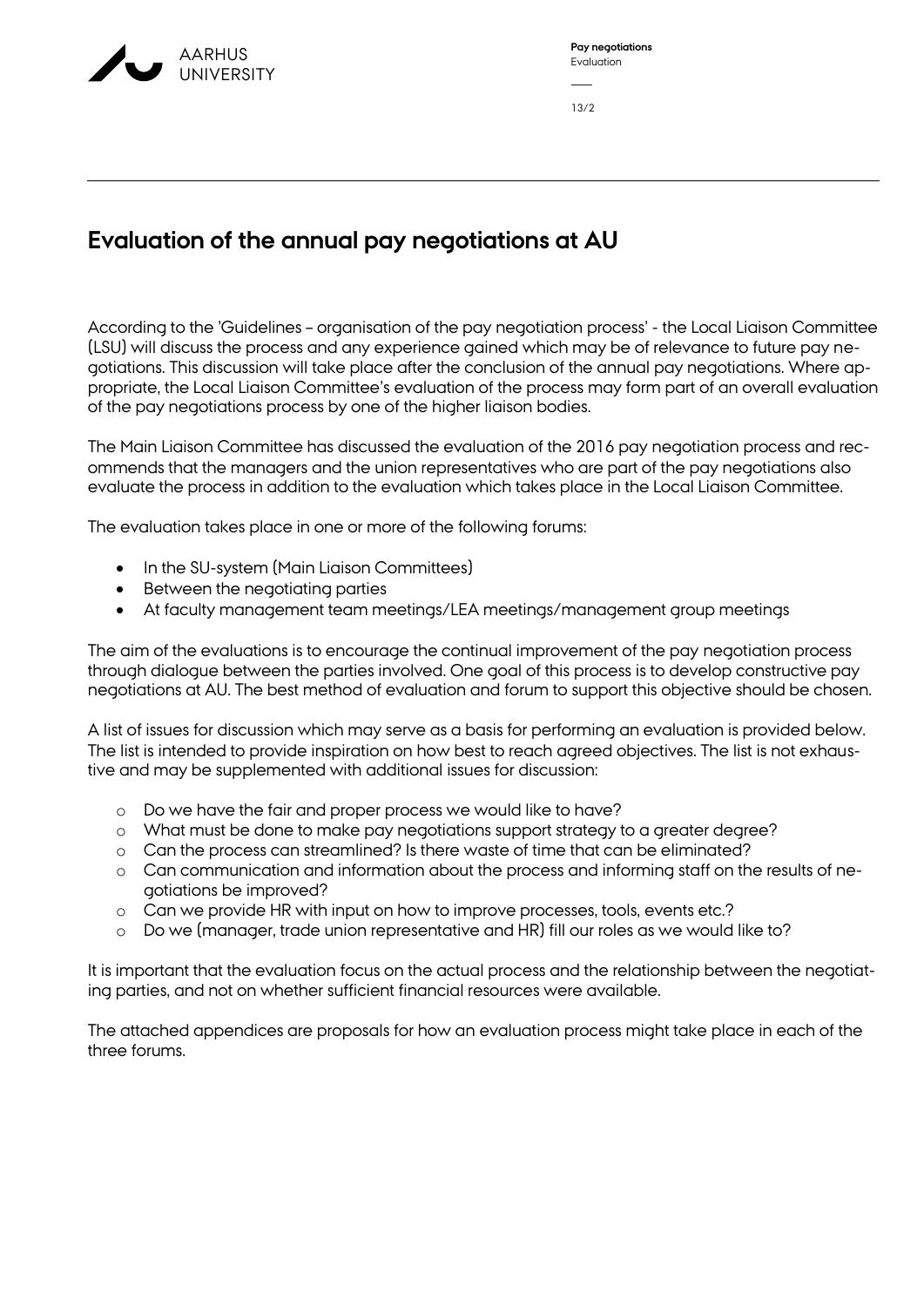# Evaluation of the annual pay negotiations at AU

According to the 'Guidelines – organisation of the pay negotiation process' - the Local Liaison Committee (LSU) will discuss the process and any experience gained which may be of relevance to future pay negotiations. This discussion will take place after the conclusion of the annual pay negotiations. Where appropriate, the Local Liaison Committee's evaluation of the process may form part of an overall evaluation of the pay negotiations process by one of the higher liaison bodies.

The Main Liaison Committee has discussed the evaluation of the 2016 pay negotiation process and recommends that the managers and the union representatives who are part of the pay negotiations also evaluate the process in addition to the evaluation which takes place in the Local Liaison Committee.

The evaluation takes place in one or more of the following forums:

- In the SU-system (Main Liaison Committees)
- Between the negotiating parties
- At faculty management team meetings/LEA meetings/management group meetings

The aim of the evaluations is to encourage the continual improvement of the pay negotiation process through dialogue between the parties involved. One goal of this process is to develop constructive pay negotiations at AU. The best method of evaluation and forum to support this objective should be chosen.

A list of issues for discussion which may serve as a basis for performing an evaluation is provided below. The list is intended to provide inspiration on how best to reach agreed objectives. The list is not exhaustive and may be supplemented with additional issues for discussion:

- Do we have the fair and proper process we would like to have?
- What must be done to make pay negotiations support strategy to a greater degree?
- Can the process can streamlined? Is there waste of time that can be eliminated?
- Can communication and information about the process and informing staff on the results of negotiations be improved?
- Can we provide HR with input on how to improve processes, tools, events etc.?
- Do we (manager, trade union representative and HR) fill our roles as we would like to?

It is important that the evaluation focus on the actual process and the relationship between the negotiating parties, and not on whether sufficient financial resources were available.

The attached appendices are proposals for how an evaluation process might take place in each of the three forums.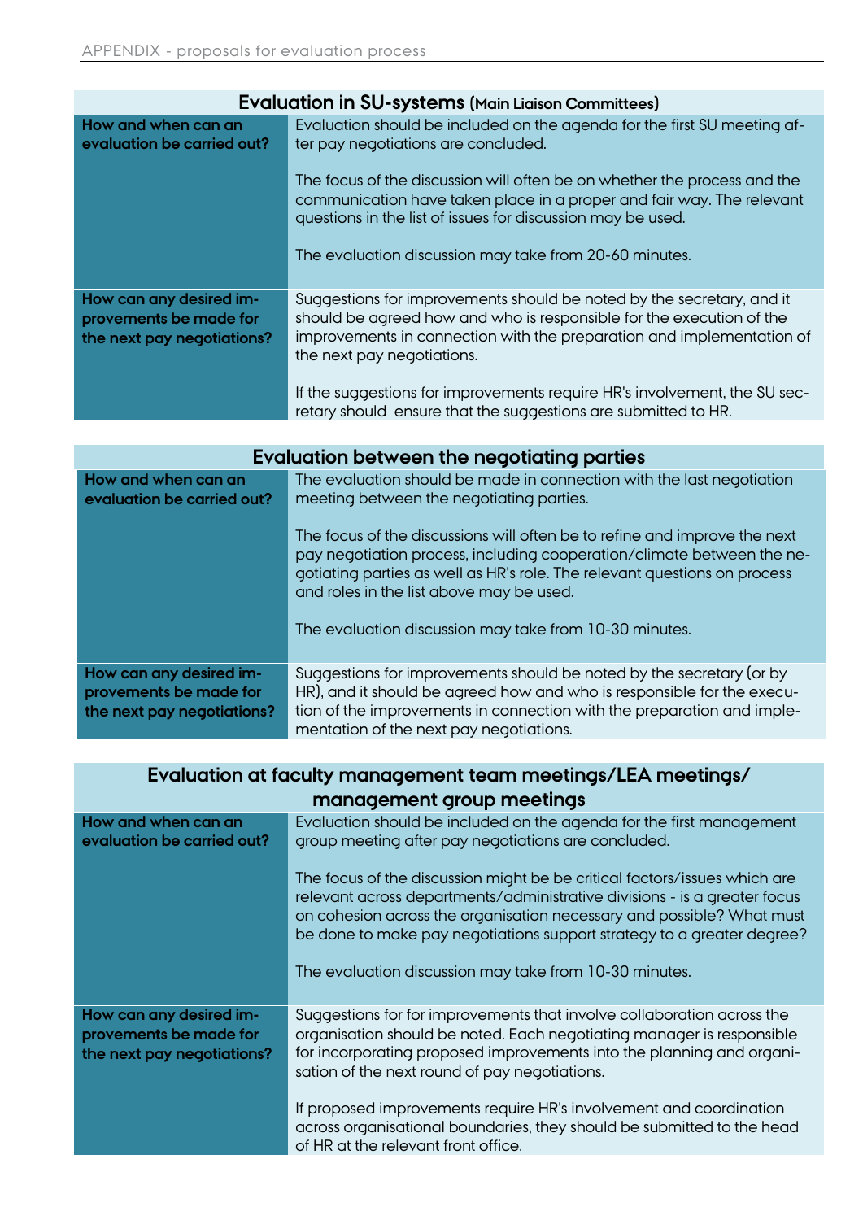APPENDIX - proposals for evaluation process

| Evaluation in SU-systems (Main Liaison Committees) | |
|---|---|
| **How and when can an evaluation be carried out?** | Evaluation should be included on the agenda for the first SU meeting after pay negotiations are concluded.<br><br>The focus of the discussion will often be on whether the process and the communication have taken place in a proper and fair way. The relevant questions in the list of issues for discussion may be used.<br><br>The evaluation discussion may take from 20-60 minutes. |
| **How can any desired improvements be made for the next pay negotiations?** | Suggestions for improvements should be noted by the secretary, and it should be agreed how and who is responsible for the execution of the improvements in connection with the preparation and implementation of the next pay negotiations.<br><br>If the suggestions for improvements require HR's involvement, the SU secretary should ensure that the suggestions are submitted to HR. |

| Evaluation between the negotiating parties | |
|---|---|
| **How and when can an evaluation be carried out?** | The evaluation should be made in connection with the last negotiation meeting between the negotiating parties.<br><br>The focus of the discussions will often be to refine and improve the next pay negotiation process, including cooperation/climate between the negotiating parties as well as HR's role. The relevant questions on process and roles in the list above may be used.<br><br>The evaluation discussion may take from 10-30 minutes. |
| **How can any desired improvements be made for the next pay negotiations?** | Suggestions for improvements should be noted by the secretary (or by HR), and it should be agreed how and who is responsible for the execution of the improvements in connection with the preparation and implementation of the next pay negotiations. |

| Evaluation at faculty management team meetings/LEA meetings/ management group meetings | |
|---|---|
| **How and when can an evaluation be carried out?** | Evaluation should be included on the agenda for the first management group meeting after pay negotiations are concluded.<br><br>The focus of the discussion might be be critical factors/issues which are relevant across departments/administrative divisions - is a greater focus on cohesion across the organisation necessary and possible? What must be done to make pay negotiations support strategy to a greater degree?<br><br>The evaluation discussion may take from 10-30 minutes. |
| **How can any desired improvements be made for the next pay negotiations?** | Suggestions for for improvements that involve collaboration across the organisation should be noted. Each negotiating manager is responsible for incorporating proposed improvements into the planning and organisation of the next round of pay negotiations.<br><br>If proposed improvements require HR's involvement and coordination across organisational boundaries, they should be submitted to the head of HR at the relevant front office. |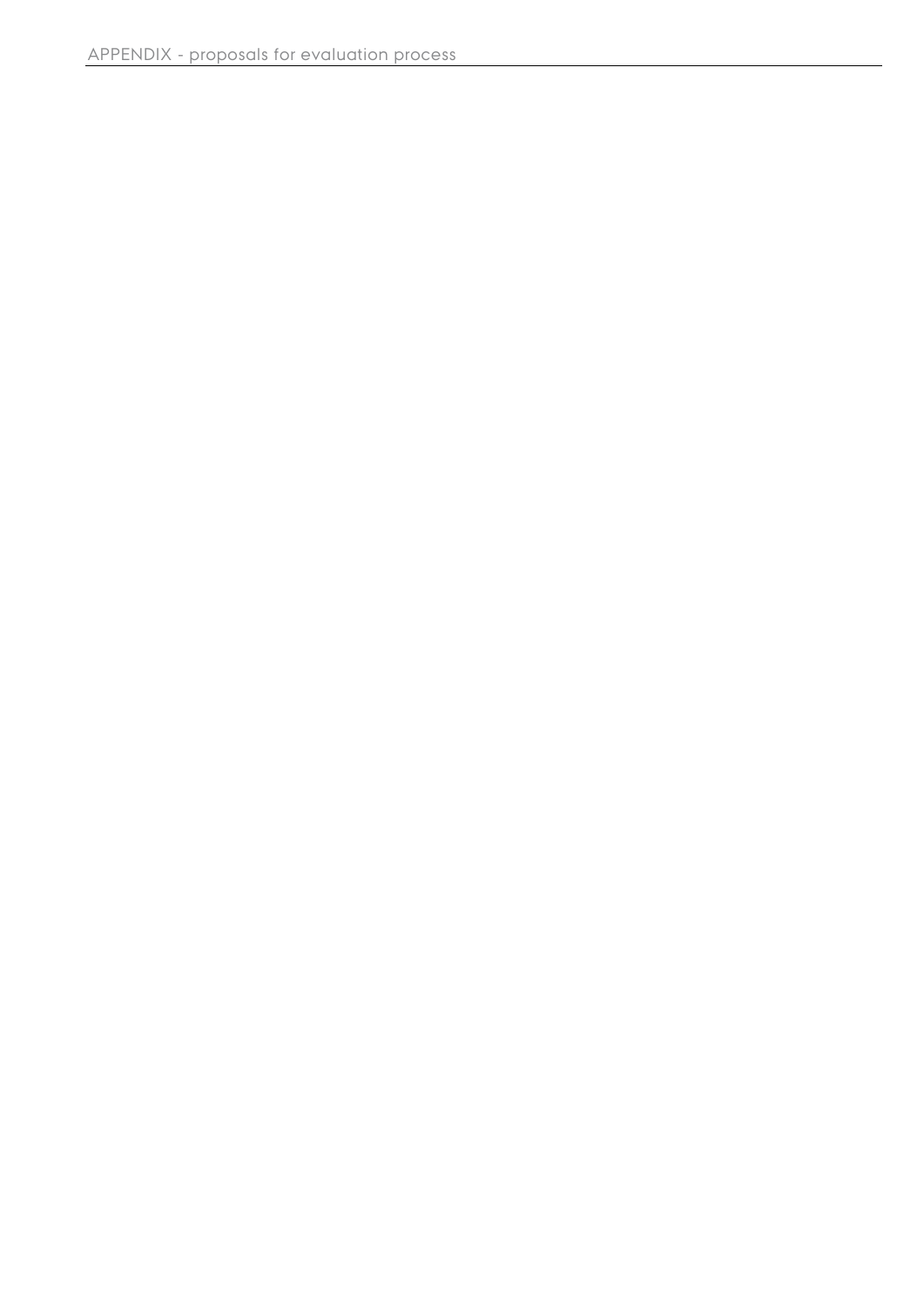# APPENDIX - proposals for evaluation process